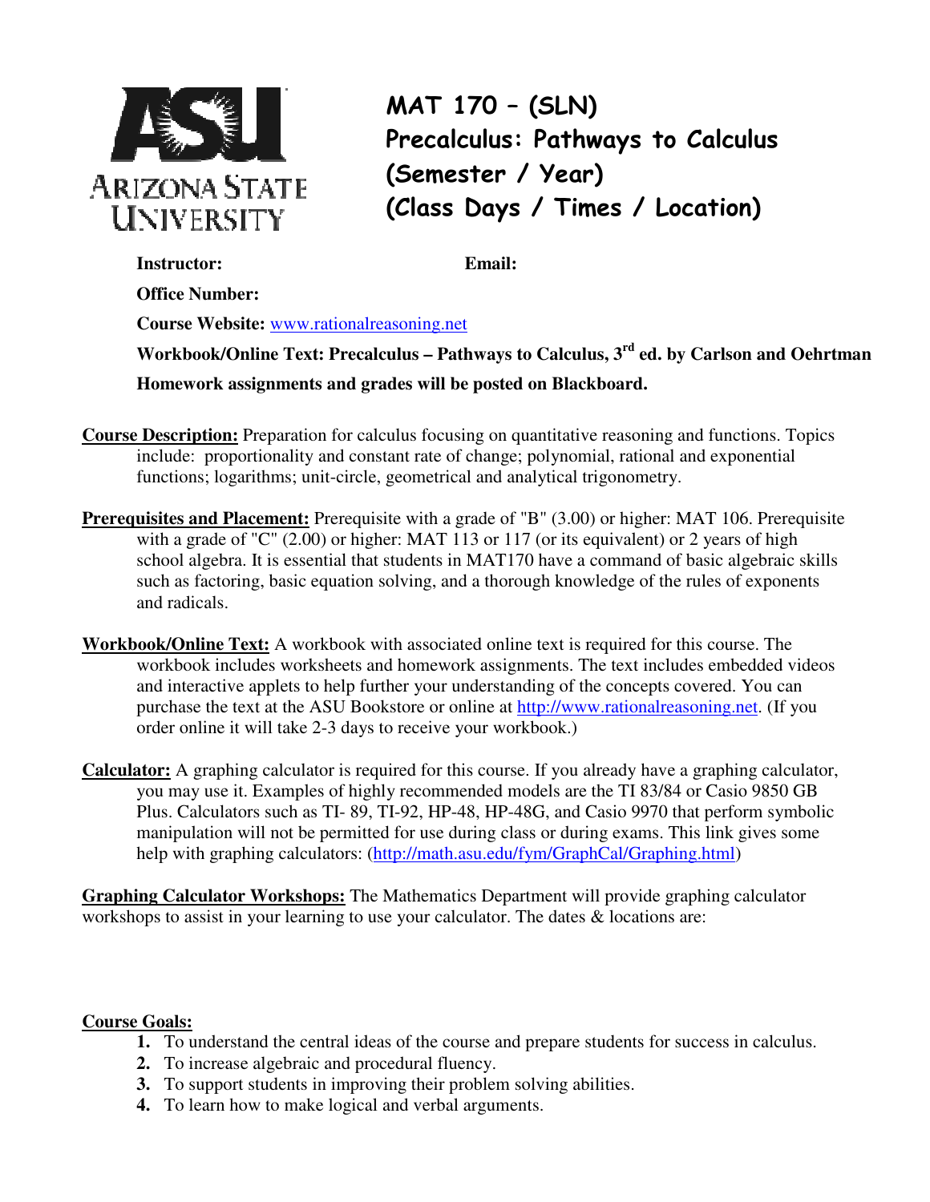ARIZONA STATE UNIVERSITY

# MAT 170 – (SLN)
# Precalculus: Pathways to Calculus
# (Semester / Year)
# (Class Days / Times / Location)

**Instructor:** **Email:**

**Office Number:**

**Course Website:** www.rationalreasoning.net

**Workbook/Online Text: Precalculus – Pathways to Calculus, 3rd ed. by Carlson and Oehrtman**

**Homework assignments and grades will be posted on Blackboard.**

**Course Description:** Preparation for calculus focusing on quantitative reasoning and functions. Topics include: proportionality and constant rate of change; polynomial, rational and exponential functions; logarithms; unit-circle, geometrical and analytical trigonometry.

**Prerequisites and Placement:** Prerequisite with a grade of "B" (3.00) or higher: MAT 106. Prerequisite with a grade of "C" (2.00) or higher: MAT 113 or 117 (or its equivalent) or 2 years of high school algebra. It is essential that students in MAT170 have a command of basic algebraic skills such as factoring, basic equation solving, and a thorough knowledge of the rules of exponents and radicals.

**Workbook/Online Text:** A workbook with associated online text is required for this course. The workbook includes worksheets and homework assignments. The text includes embedded videos and interactive applets to help further your understanding of the concepts covered. You can purchase the text at the ASU Bookstore or online at http://www.rationalreasoning.net. (If you order online it will take 2-3 days to receive your workbook.)

**Calculator:** A graphing calculator is required for this course. If you already have a graphing calculator, you may use it. Examples of highly recommended models are the TI 83/84 or Casio 9850 GB Plus. Calculators such as TI- 89, TI-92, HP-48, HP-48G, and Casio 9970 that perform symbolic manipulation will not be permitted for use during class or during exams. This link gives some help with graphing calculators: (http://math.asu.edu/fym/GraphCal/Graphing.html)

**Graphing Calculator Workshops:** The Mathematics Department will provide graphing calculator workshops to assist in your learning to use your calculator. The dates & locations are:

**Course Goals:**

1. To understand the central ideas of the course and prepare students for success in calculus.
2. To increase algebraic and procedural fluency.
3. To support students in improving their problem solving abilities.
4. To learn how to make logical and verbal arguments.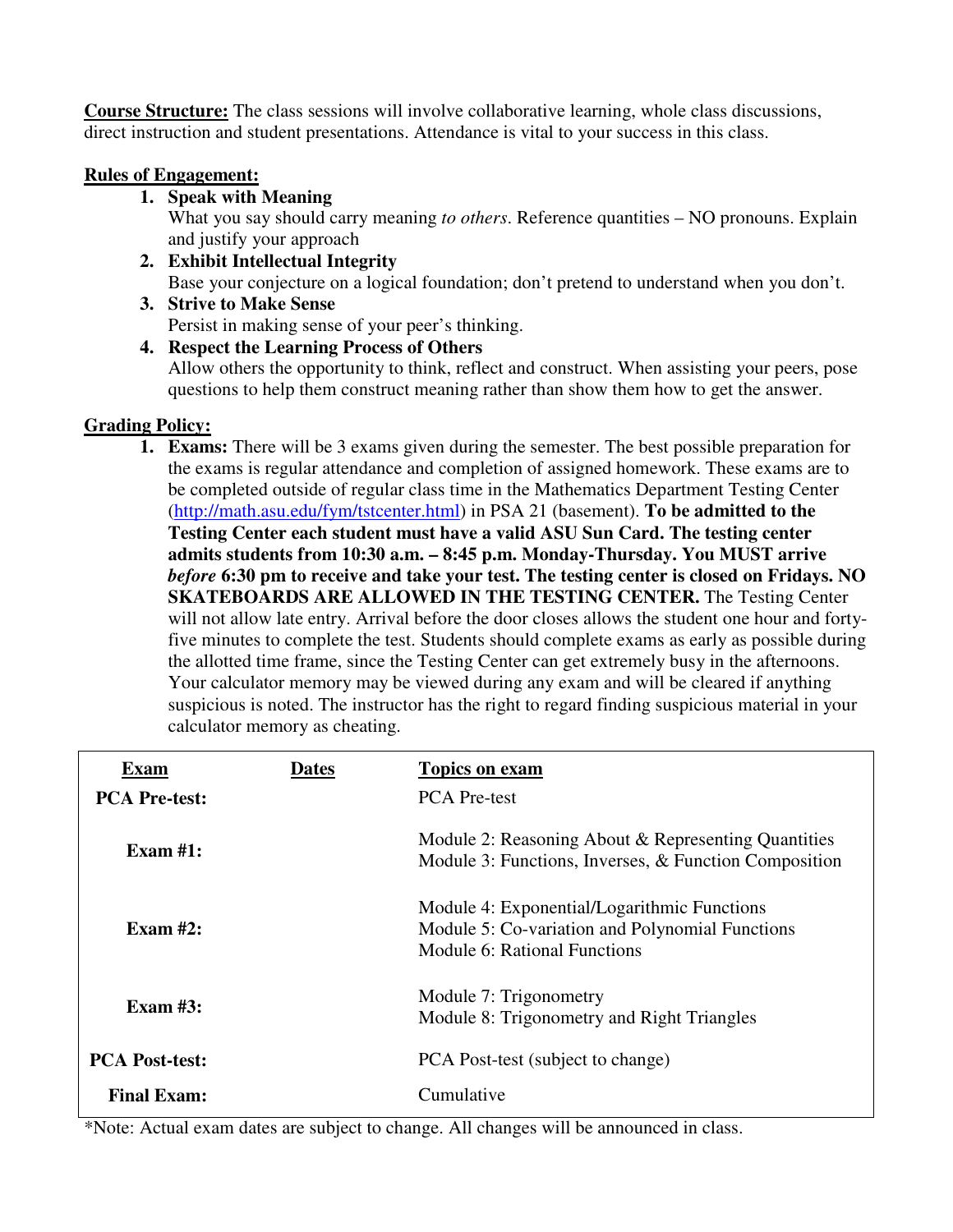**Course Structure:** The class sessions will involve collaborative learning, whole class discussions, direct instruction and student presentations. Attendance is vital to your success in this class.

**Rules of Engagement:**

1. **Speak with Meaning**
   What you say should carry meaning *to others*. Reference quantities – NO pronouns. Explain and justify your approach
2. **Exhibit Intellectual Integrity**
   Base your conjecture on a logical foundation; don't pretend to understand when you don't.
3. **Strive to Make Sense**
   Persist in making sense of your peer's thinking.
4. **Respect the Learning Process of Others**
   Allow others the opportunity to think, reflect and construct. When assisting your peers, pose questions to help them construct meaning rather than show them how to get the answer.

**Grading Policy:**

1. **Exams:** There will be 3 exams given during the semester. The best possible preparation for the exams is regular attendance and completion of assigned homework. These exams are to be completed outside of regular class time in the Mathematics Department Testing Center (http://math.asu.edu/fym/tstcenter.html) in PSA 21 (basement). **To be admitted to the Testing Center each student must have a valid ASU Sun Card. The testing center admits students from 10:30 a.m. – 8:45 p.m. Monday-Thursday. You MUST arrive *before* 6:30 pm to receive and take your test. The testing center is closed on Fridays. NO SKATEBOARDS ARE ALLOWED IN THE TESTING CENTER.** The Testing Center will not allow late entry. Arrival before the door closes allows the student one hour and forty-five minutes to complete the test. Students should complete exams as early as possible during the allotted time frame, since the Testing Center can get extremely busy in the afternoons. Your calculator memory may be viewed during any exam and will be cleared if anything suspicious is noted. The instructor has the right to regard finding suspicious material in your calculator memory as cheating.

| Exam | Dates | Topics on exam |
|---|---|---|
| **PCA Pre-test:** | | PCA Pre-test |
| **Exam #1:** | | Module 2: Reasoning About & Representing Quantities<br>Module 3: Functions, Inverses, & Function Composition |
| **Exam #2:** | | Module 4: Exponential/Logarithmic Functions<br>Module 5: Co-variation and Polynomial Functions<br>Module 6: Rational Functions |
| **Exam #3:** | | Module 7: Trigonometry<br>Module 8: Trigonometry and Right Triangles |
| **PCA Post-test:** | | PCA Post-test (subject to change) |
| **Final Exam:** | | Cumulative |

*Note: Actual exam dates are subject to change. All changes will be announced in class.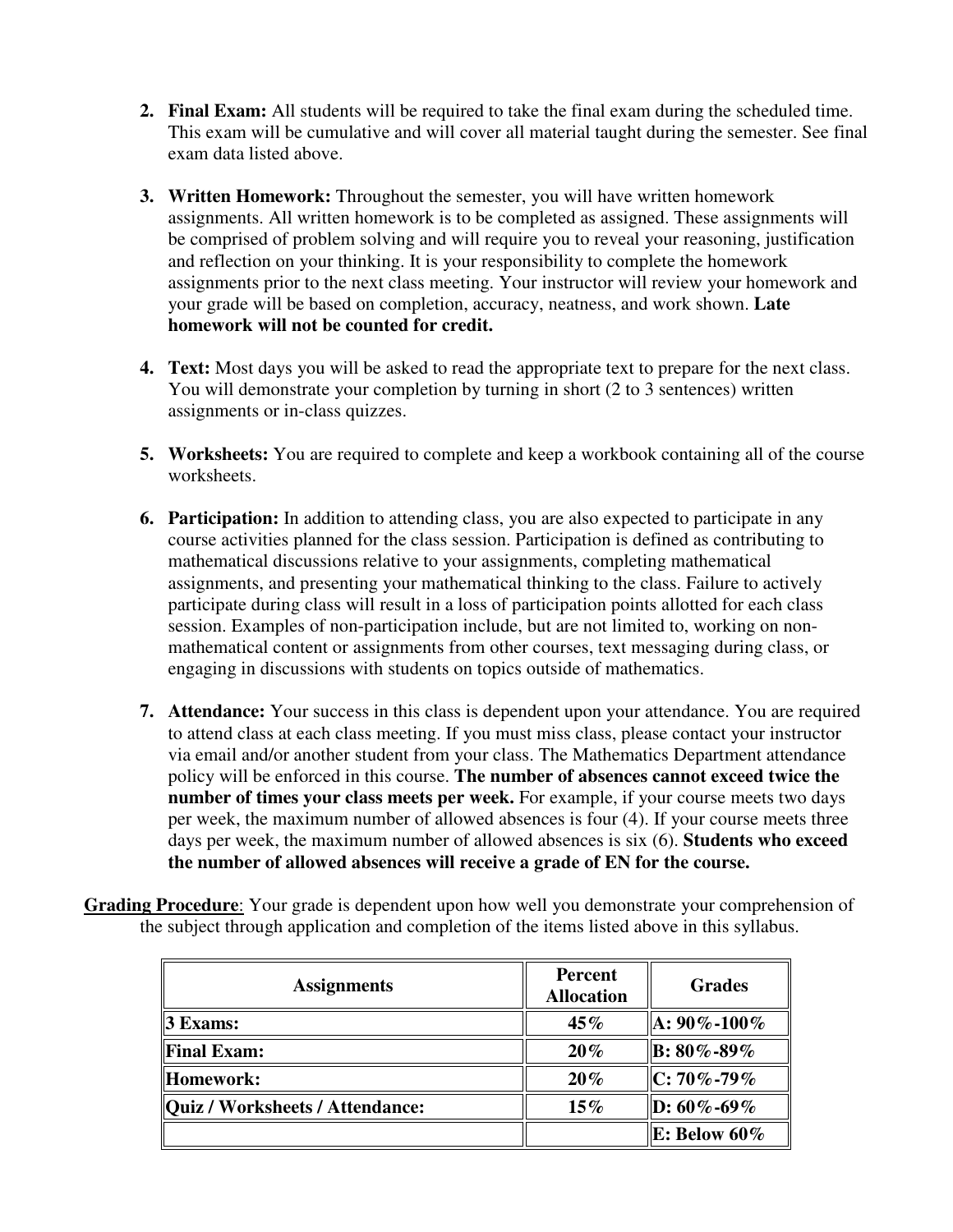2. **Final Exam:** All students will be required to take the final exam during the scheduled time. This exam will be cumulative and will cover all material taught during the semester. See final exam data listed above.

3. **Written Homework:** Throughout the semester, you will have written homework assignments. All written homework is to be completed as assigned. These assignments will be comprised of problem solving and will require you to reveal your reasoning, justification and reflection on your thinking. It is your responsibility to complete the homework assignments prior to the next class meeting. Your instructor will review your homework and your grade will be based on completion, accuracy, neatness, and work shown. **Late homework will not be counted for credit.**

4. **Text:** Most days you will be asked to read the appropriate text to prepare for the next class. You will demonstrate your completion by turning in short (2 to 3 sentences) written assignments or in-class quizzes.

5. **Worksheets:** You are required to complete and keep a workbook containing all of the course worksheets.

6. **Participation:** In addition to attending class, you are also expected to participate in any course activities planned for the class session. Participation is defined as contributing to mathematical discussions relative to your assignments, completing mathematical assignments, and presenting your mathematical thinking to the class. Failure to actively participate during class will result in a loss of participation points allotted for each class session. Examples of non-participation include, but are not limited to, working on non-mathematical content or assignments from other courses, text messaging during class, or engaging in discussions with students on topics outside of mathematics.

7. **Attendance:** Your success in this class is dependent upon your attendance. You are required to attend class at each class meeting. If you must miss class, please contact your instructor via email and/or another student from your class. The Mathematics Department attendance policy will be enforced in this course. **The number of absences cannot exceed twice the number of times your class meets per week.** For example, if your course meets two days per week, the maximum number of allowed absences is four (4). If your course meets three days per week, the maximum number of allowed absences is six (6). **Students who exceed the number of allowed absences will receive a grade of EN for the course.**

**Grading Procedure**: Your grade is dependent upon how well you demonstrate your comprehension of the subject through application and completion of the items listed above in this syllabus.

| Assignments | Percent Allocation | Grades |
|---|---|---|
| **3 Exams:** | **45%** | **A: 90%-100%** |
| **Final Exam:** | **20%** | **B: 80%-89%** |
| **Homework:** | **20%** | **C: 70%-79%** |
| **Quiz / Worksheets / Attendance:** | **15%** | **D: 60%-69%** |
| | | **E: Below 60%** |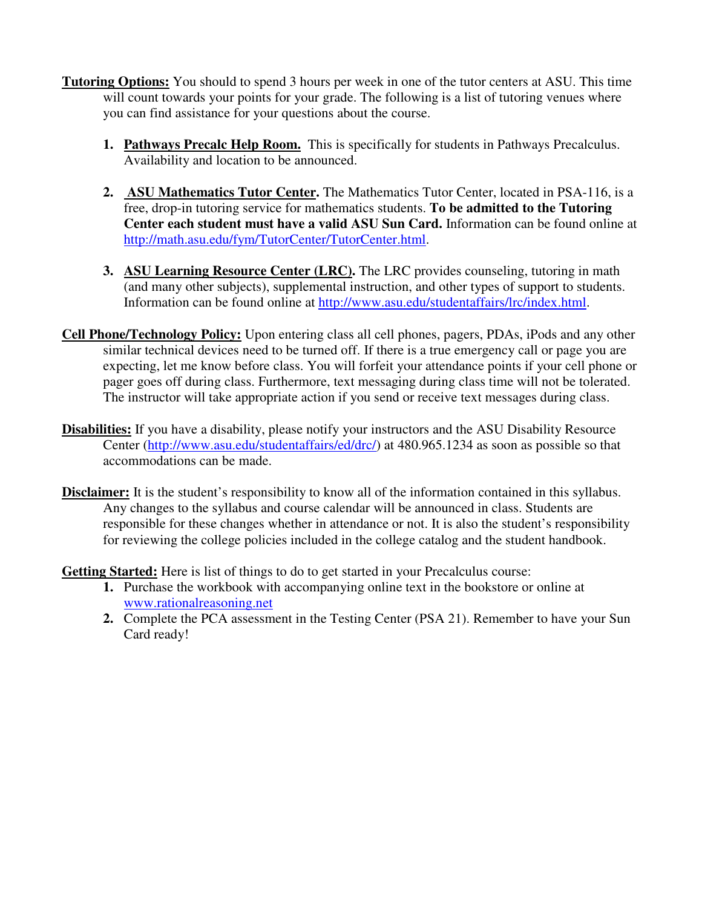**<u>Tutoring Options:</u>** You should to spend 3 hours per week in one of the tutor centers at ASU. This time will count towards your points for your grade. The following is a list of tutoring venues where you can find assistance for your questions about the course.

1. **<u>Pathways Precalc Help Room.</u>** This is specifically for students in Pathways Precalculus. Availability and location to be announced.

2. **<u>ASU Mathematics Tutor Center</u>.** The Mathematics Tutor Center, located in PSA-116, is a free, drop-in tutoring service for mathematics students. **To be admitted to the Tutoring Center each student must have a valid ASU Sun Card.** Information can be found online at [http://math.asu.edu/fym/TutorCenter/TutorCenter.html](http://math.asu.edu/fym/TutorCenter/TutorCenter.html).

3. **<u>ASU Learning Resource Center (LRC)</u>.** The LRC provides counseling, tutoring in math (and many other subjects), supplemental instruction, and other types of support to students. Information can be found online at [http://www.asu.edu/studentaffairs/lrc/index.html](http://www.asu.edu/studentaffairs/lrc/index.html).

**<u>Cell Phone/Technology Policy:</u>** Upon entering class all cell phones, pagers, PDAs, iPods and any other similar technical devices need to be turned off. If there is a true emergency call or page you are expecting, let me know before class. You will forfeit your attendance points if your cell phone or pager goes off during class. Furthermore, text messaging during class time will not be tolerated. The instructor will take appropriate action if you send or receive text messages during class.

**<u>Disabilities:</u>** If you have a disability, please notify your instructors and the ASU Disability Resource Center ([http://www.asu.edu/studentaffairs/ed/drc/](http://www.asu.edu/studentaffairs/ed/drc/)) at 480.965.1234 as soon as possible so that accommodations can be made.

**<u>Disclaimer:</u>** It is the student's responsibility to know all of the information contained in this syllabus. Any changes to the syllabus and course calendar will be announced in class. Students are responsible for these changes whether in attendance or not. It is also the student's responsibility for reviewing the college policies included in the college catalog and the student handbook.

**<u>Getting Started:</u>** Here is list of things to do to get started in your Precalculus course:

1. Purchase the workbook with accompanying online text in the bookstore or online at [www.rationalreasoning.net](http://www.rationalreasoning.net)
2. Complete the PCA assessment in the Testing Center (PSA 21). Remember to have your Sun Card ready!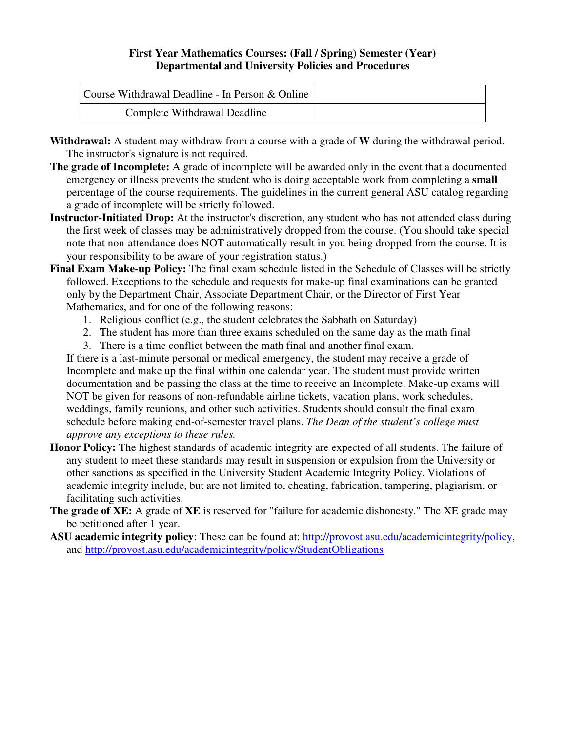**First Year Mathematics Courses: (Fall / Spring) Semester (Year)**
**Departmental and University Policies and Procedures**

| | |
|---|---|
| Course Withdrawal Deadline - In Person & Online | |
| Complete Withdrawal Deadline | |

**Withdrawal:** A student may withdraw from a course with a grade of **W** during the withdrawal period. The instructor's signature is not required.

**The grade of Incomplete:** A grade of incomplete will be awarded only in the event that a documented emergency or illness prevents the student who is doing acceptable work from completing a **small** percentage of the course requirements. The guidelines in the current general ASU catalog regarding a grade of incomplete will be strictly followed.

**Instructor-Initiated Drop:** At the instructor's discretion, any student who has not attended class during the first week of classes may be administratively dropped from the course. (You should take special note that non-attendance does NOT automatically result in you being dropped from the course. It is your responsibility to be aware of your registration status.)

**Final Exam Make-up Policy:** The final exam schedule listed in the Schedule of Classes will be strictly followed. Exceptions to the schedule and requests for make-up final examinations can be granted only by the Department Chair, Associate Department Chair, or the Director of First Year Mathematics, and for one of the following reasons:

1. Religious conflict (e.g., the student celebrates the Sabbath on Saturday)
2. The student has more than three exams scheduled on the same day as the math final
3. There is a time conflict between the math final and another final exam.

If there is a last-minute personal or medical emergency, the student may receive a grade of Incomplete and make up the final within one calendar year. The student must provide written documentation and be passing the class at the time to receive an Incomplete. Make-up exams will NOT be given for reasons of non-refundable airline tickets, vacation plans, work schedules, weddings, family reunions, and other such activities. Students should consult the final exam schedule before making end-of-semester travel plans. *The Dean of the student's college must approve any exceptions to these rules.*

**Honor Policy:** The highest standards of academic integrity are expected of all students. The failure of any student to meet these standards may result in suspension or expulsion from the University or other sanctions as specified in the University Student Academic Integrity Policy. Violations of academic integrity include, but are not limited to, cheating, fabrication, tampering, plagiarism, or facilitating such activities.

**The grade of XE:** A grade of **XE** is reserved for "failure for academic dishonesty." The XE grade may be petitioned after 1 year.

**ASU academic integrity policy**: These can be found at: http://provost.asu.edu/academicintegrity/policy, and http://provost.asu.edu/academicintegrity/policy/StudentObligations